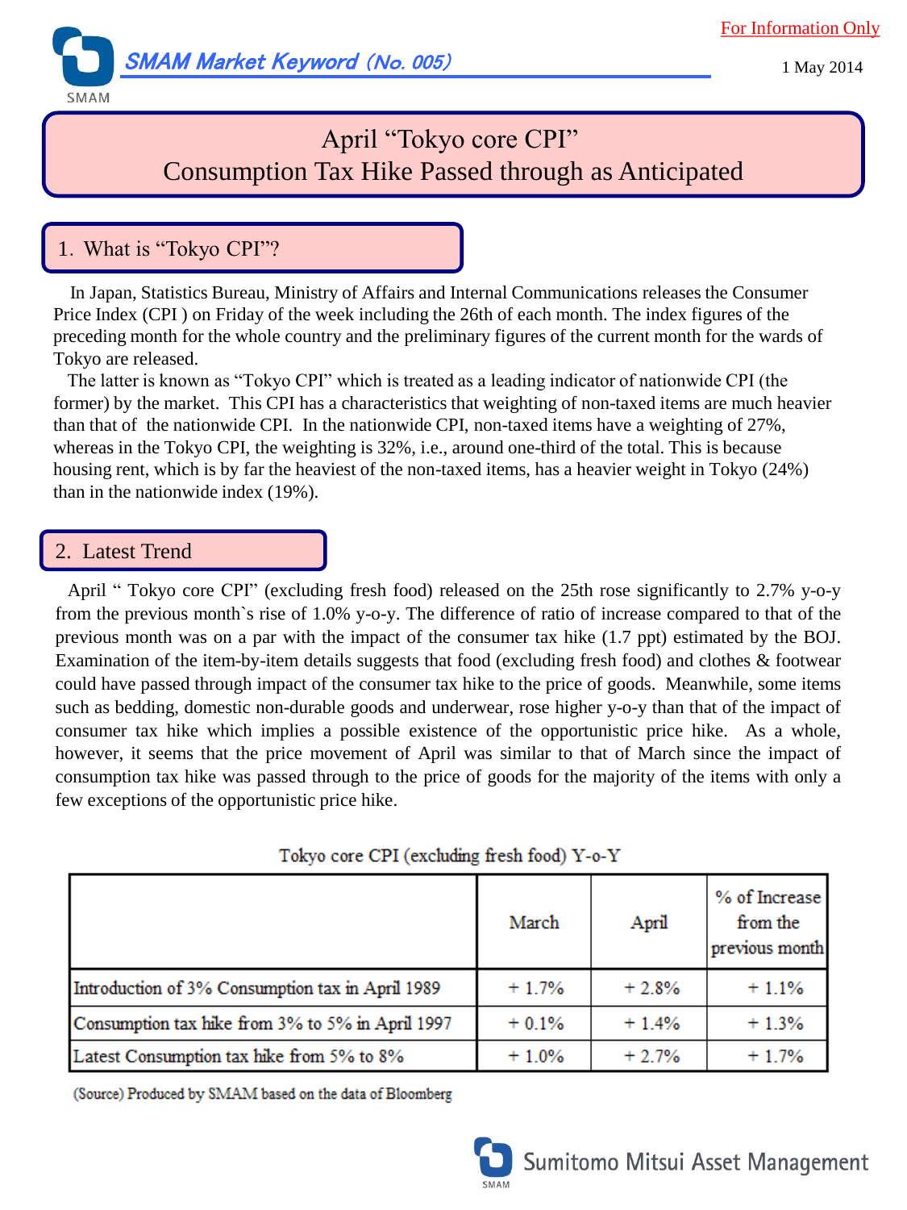For Information Only

SMAM Market Keyword (No. 005)

1 May 2014

# April "Tokyo core CPI" Consumption Tax Hike Passed through as Anticipated

## 1. What is "Tokyo CPI"?

In Japan, Statistics Bureau, Ministry of Affairs and Internal Communications releases the Consumer Price Index (CPI ) on Friday of the week including the 26th of each month. The index figures of the preceding month for the whole country and the preliminary figures of the current month for the wards of Tokyo are released.

The latter is known as "Tokyo CPI" which is treated as a leading indicator of nationwide CPI (the former) by the market. This CPI has a characteristics that weighting of non-taxed items are much heavier than that of the nationwide CPI. In the nationwide CPI, non-taxed items have a weighting of 27%, whereas in the Tokyo CPI, the weighting is 32%, i.e., around one-third of the total. This is because housing rent, which is by far the heaviest of the non-taxed items, has a heavier weight in Tokyo (24%) than in the nationwide index (19%).

## 2. Latest Trend

April " Tokyo core CPI" (excluding fresh food) released on the 25th rose significantly to 2.7% y-o-y from the previous month`s rise of 1.0% y-o-y. The difference of ratio of increase compared to that of the previous month was on a par with the impact of the consumer tax hike (1.7 ppt) estimated by the BOJ. Examination of the item-by-item details suggests that food (excluding fresh food) and clothes & footwear could have passed through impact of the consumer tax hike to the price of goods. Meanwhile, some items such as bedding, domestic non-durable goods and underwear, rose higher y-o-y than that of the impact of consumer tax hike which implies a possible existence of the opportunistic price hike. As a whole, however, it seems that the price movement of April was similar to that of March since the impact of consumption tax hike was passed through to the price of goods for the majority of the items with only a few exceptions of the opportunistic price hike.

Tokyo core CPI (excluding fresh food) Y-o-Y

| | March | April | % of Increase from the previous month |
|---|---|---|---|
| Introduction of 3% Consumption tax in April 1989 | + 1.7% | + 2.8% | + 1.1% |
| Consumption tax hike from 3% to 5% in April 1997 | + 0.1% | + 1.4% | + 1.3% |
| Latest Consumption tax hike from 5% to 8% | + 1.0% | + 2.7% | + 1.7% |

(Source) Produced by SMAM based on the data of Bloomberg

Sumitomo Mitsui Asset Management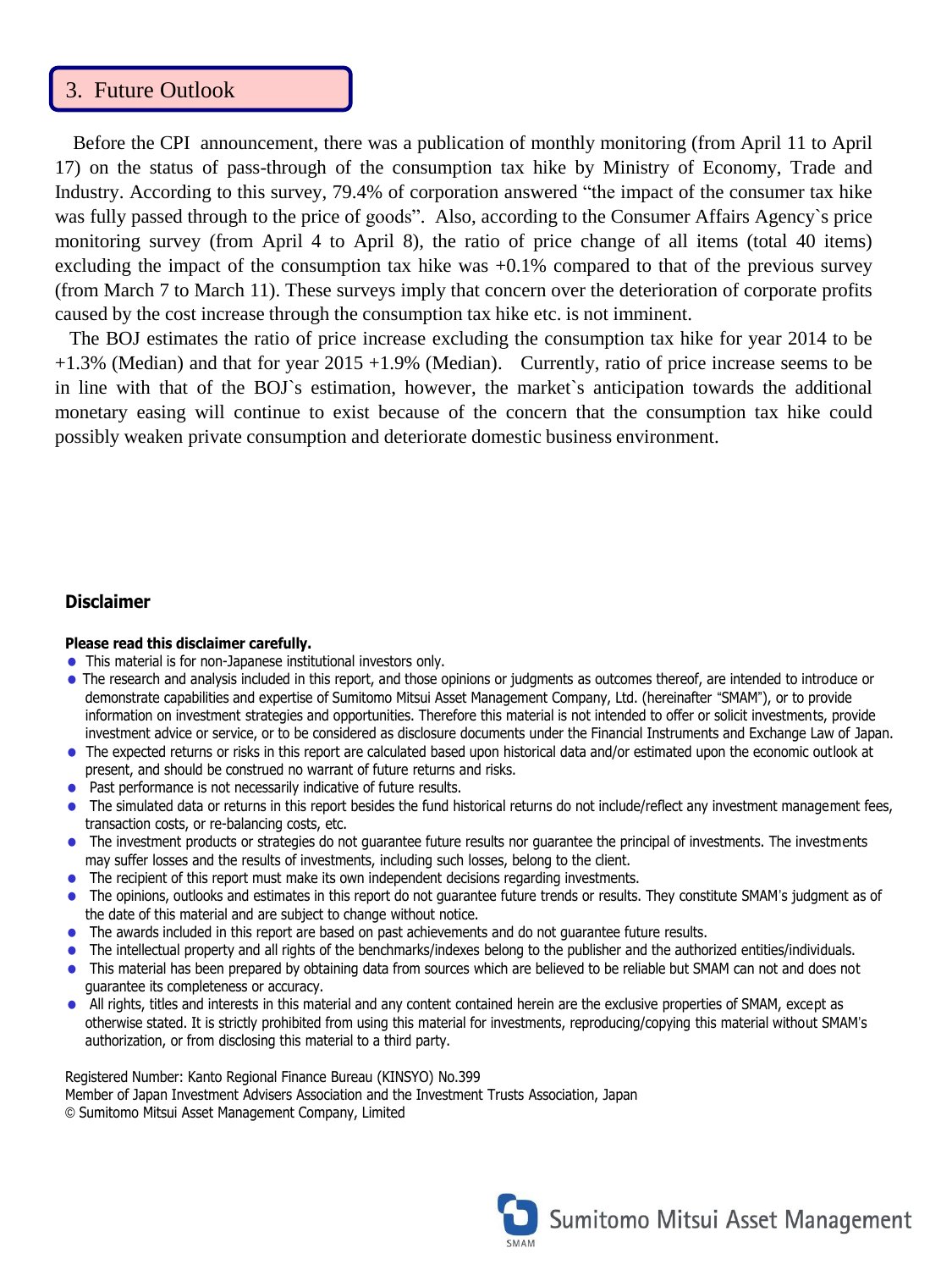## 3. Future Outlook

Before the CPI announcement, there was a publication of monthly monitoring (from April 11 to April 17) on the status of pass-through of the consumption tax hike by Ministry of Economy, Trade and Industry. According to this survey, 79.4% of corporation answered “the impact of the consumer tax hike was fully passed through to the price of goods”. Also, according to the Consumer Affairs Agency`s price monitoring survey (from April 4 to April 8), the ratio of price change of all items (total 40 items) excluding the impact of the consumption tax hike was +0.1% compared to that of the previous survey (from March 7 to March 11). These surveys imply that concern over the deterioration of corporate profits caused by the cost increase through the consumption tax hike etc. is not imminent.

The BOJ estimates the ratio of price increase excluding the consumption tax hike for year 2014 to be +1.3% (Median) and that for year 2015 +1.9% (Median). Currently, ratio of price increase seems to be in line with that of the BOJ`s estimation, however, the market`s anticipation towards the additional monetary easing will continue to exist because of the concern that the consumption tax hike could possibly weaken private consumption and deteriorate domestic business environment.

### Disclaimer

**Please read this disclaimer carefully.**

- This material is for non-Japanese institutional investors only.
- The research and analysis included in this report, and those opinions or judgments as outcomes thereof, are intended to introduce or demonstrate capabilities and expertise of Sumitomo Mitsui Asset Management Company, Ltd. (hereinafter “SMAM”), or to provide information on investment strategies and opportunities. Therefore this material is not intended to offer or solicit investments, provide investment advice or service, or to be considered as disclosure documents under the Financial Instruments and Exchange Law of Japan.
- The expected returns or risks in this report are calculated based upon historical data and/or estimated upon the economic outlook at present, and should be construed no warrant of future returns and risks.
- Past performance is not necessarily indicative of future results.
- The simulated data or returns in this report besides the fund historical returns do not include/reflect any investment management fees, transaction costs, or re-balancing costs, etc.
- The investment products or strategies do not guarantee future results nor guarantee the principal of investments. The investments may suffer losses and the results of investments, including such losses, belong to the client.
- The recipient of this report must make its own independent decisions regarding investments.
- The opinions, outlooks and estimates in this report do not guarantee future trends or results. They constitute SMAM's judgment as of the date of this material and are subject to change without notice.
- The awards included in this report are based on past achievements and do not guarantee future results.
- The intellectual property and all rights of the benchmarks/indexes belong to the publisher and the authorized entities/individuals.
- This material has been prepared by obtaining data from sources which are believed to be reliable but SMAM can not and does not guarantee its completeness or accuracy.
- All rights, titles and interests in this material and any content contained herein are the exclusive properties of SMAM, except as otherwise stated. It is strictly prohibited from using this material for investments, reproducing/copying this material without SMAM's authorization, or from disclosing this material to a third party.

Registered Number: Kanto Regional Finance Bureau (KINSYO) No.399
Member of Japan Investment Advisers Association and the Investment Trusts Association, Japan
© Sumitomo Mitsui Asset Management Company, Limited

Sumitomo Mitsui Asset Management